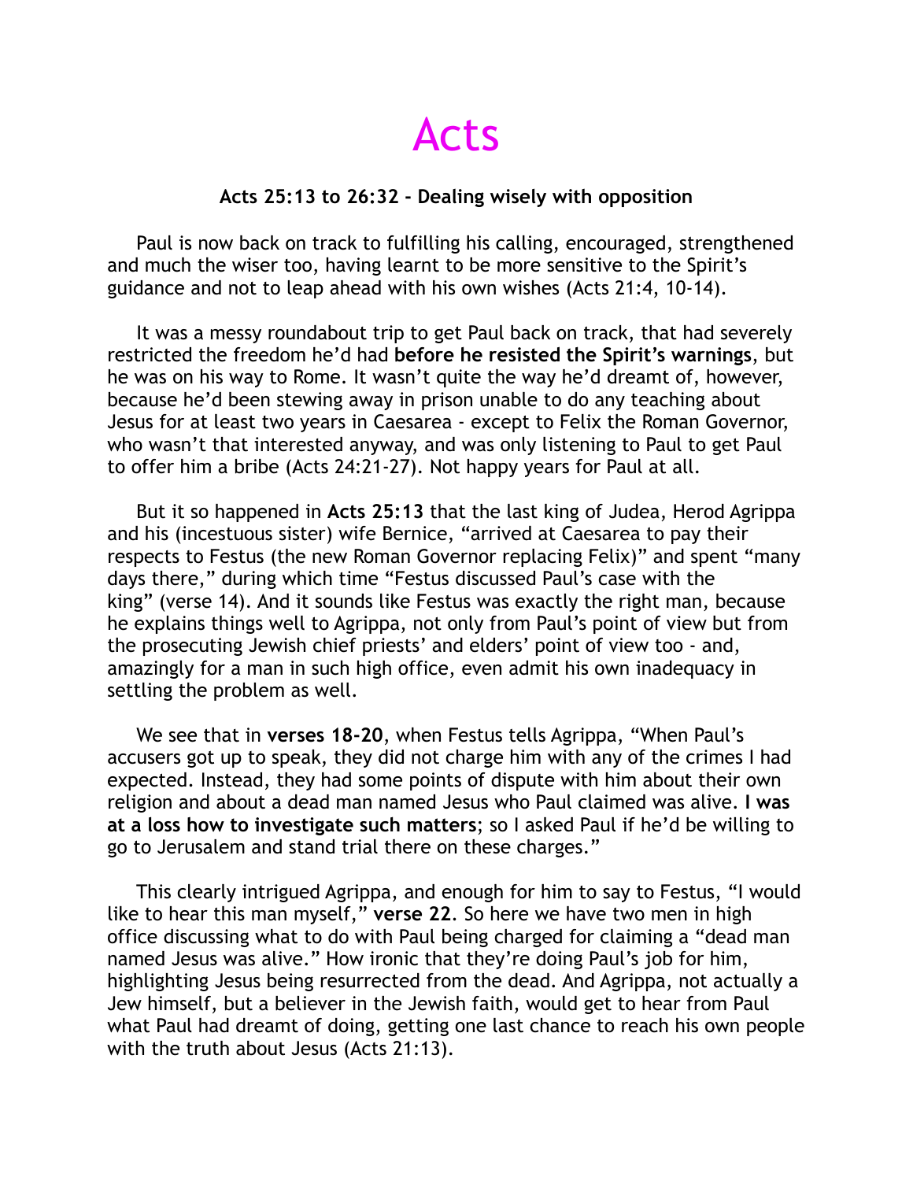# Acts

**Acts 25:13 to 26:32 - Dealing wisely with opposition**

Paul is now back on track to fulfilling his calling, encouraged, strengthened and much the wiser too, having learnt to be more sensitive to the Spirit's guidance and not to leap ahead with his own wishes (Acts 21:4, 10-14).

It was a messy roundabout trip to get Paul back on track, that had severely restricted the freedom he'd had **before he resisted the Spirit's warnings**, but he was on his way to Rome. It wasn't quite the way he'd dreamt of, however, because he'd been stewing away in prison unable to do any teaching about Jesus for at least two years in Caesarea - except to Felix the Roman Governor, who wasn't that interested anyway, and was only listening to Paul to get Paul to offer him a bribe (Acts 24:21-27). Not happy years for Paul at all.

But it so happened in **Acts 25:13** that the last king of Judea, Herod Agrippa and his (incestuous sister) wife Bernice, "arrived at Caesarea to pay their respects to Festus (the new Roman Governor replacing Felix)" and spent "many days there," during which time "Festus discussed Paul's case with the king" (verse 14). And it sounds like Festus was exactly the right man, because he explains things well to Agrippa, not only from Paul's point of view but from the prosecuting Jewish chief priests' and elders' point of view too - and, amazingly for a man in such high office, even admit his own inadequacy in settling the problem as well.

We see that in **verses 18-20**, when Festus tells Agrippa, "When Paul's accusers got up to speak, they did not charge him with any of the crimes I had expected. Instead, they had some points of dispute with him about their own religion and about a dead man named Jesus who Paul claimed was alive. **I was at a loss how to investigate such matters**; so I asked Paul if he'd be willing to go to Jerusalem and stand trial there on these charges."

This clearly intrigued Agrippa, and enough for him to say to Festus, "I would like to hear this man myself," **verse 22**. So here we have two men in high office discussing what to do with Paul being charged for claiming a "dead man named Jesus was alive." How ironic that they're doing Paul's job for him, highlighting Jesus being resurrected from the dead. And Agrippa, not actually a Jew himself, but a believer in the Jewish faith, would get to hear from Paul what Paul had dreamt of doing, getting one last chance to reach his own people with the truth about Jesus (Acts 21:13).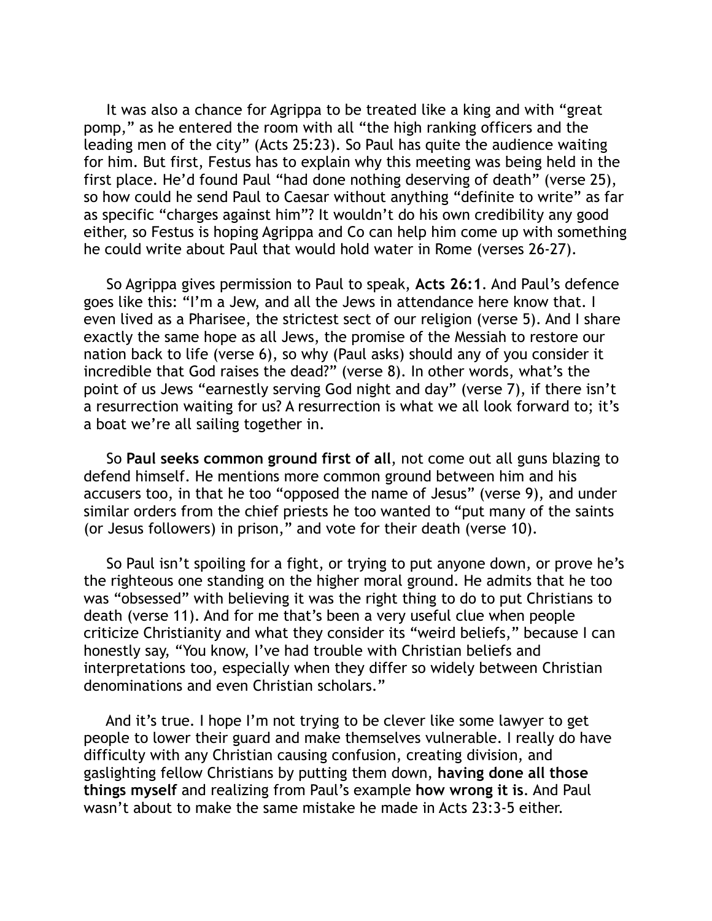It was also a chance for Agrippa to be treated like a king and with "great pomp," as he entered the room with all "the high ranking officers and the leading men of the city" (Acts 25:23). So Paul has quite the audience waiting for him. But first, Festus has to explain why this meeting was being held in the first place. He'd found Paul "had done nothing deserving of death" (verse 25), so how could he send Paul to Caesar without anything "definite to write" as far as specific "charges against him"? It wouldn't do his own credibility any good either, so Festus is hoping Agrippa and Co can help him come up with something he could write about Paul that would hold water in Rome (verses 26-27).

So Agrippa gives permission to Paul to speak, **Acts 26:1**. And Paul's defence goes like this: "I'm a Jew, and all the Jews in attendance here know that. I even lived as a Pharisee, the strictest sect of our religion (verse 5). And I share exactly the same hope as all Jews, the promise of the Messiah to restore our nation back to life (verse 6), so why (Paul asks) should any of you consider it incredible that God raises the dead?" (verse 8). In other words, what's the point of us Jews "earnestly serving God night and day" (verse 7), if there isn't a resurrection waiting for us? A resurrection is what we all look forward to; it's a boat we're all sailing together in.

So **Paul seeks common ground first of all**, not come out all guns blazing to defend himself. He mentions more common ground between him and his accusers too, in that he too "opposed the name of Jesus" (verse 9), and under similar orders from the chief priests he too wanted to "put many of the saints (or Jesus followers) in prison," and vote for their death (verse 10).

So Paul isn't spoiling for a fight, or trying to put anyone down, or prove he's the righteous one standing on the higher moral ground. He admits that he too was "obsessed" with believing it was the right thing to do to put Christians to death (verse 11). And for me that's been a very useful clue when people criticize Christianity and what they consider its "weird beliefs," because I can honestly say, "You know, I've had trouble with Christian beliefs and interpretations too, especially when they differ so widely between Christian denominations and even Christian scholars."

And it's true. I hope I'm not trying to be clever like some lawyer to get people to lower their guard and make themselves vulnerable. I really do have difficulty with any Christian causing confusion, creating division, and gaslighting fellow Christians by putting them down, **having done all those things myself** and realizing from Paul's example **how wrong it is**. And Paul wasn't about to make the same mistake he made in Acts 23:3-5 either.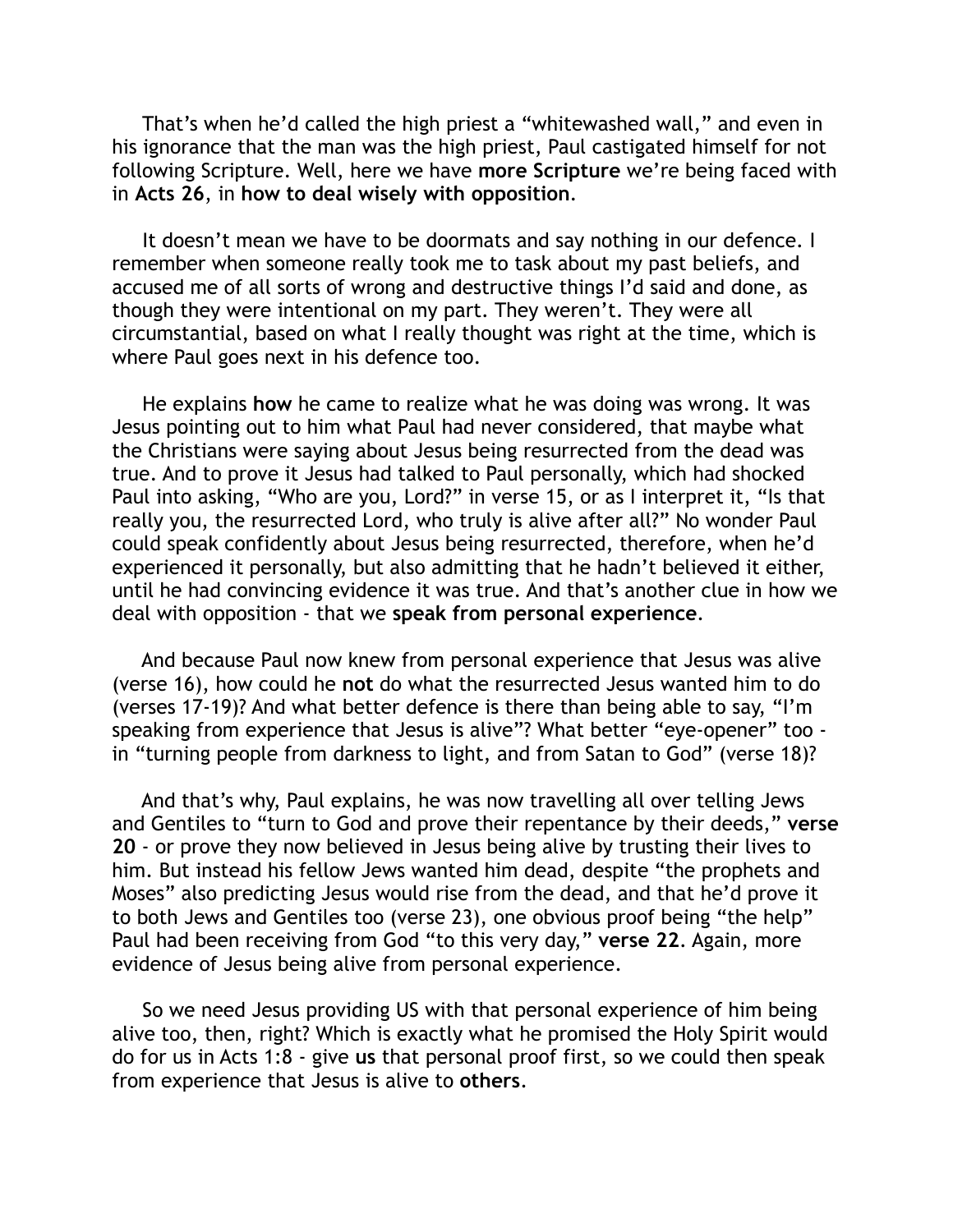That's when he'd called the high priest a "whitewashed wall," and even in his ignorance that the man was the high priest, Paul castigated himself for not following Scripture. Well, here we have **more Scripture** we're being faced with in **Acts 26**, in **how to deal wisely with opposition**.

It doesn't mean we have to be doormats and say nothing in our defence. I remember when someone really took me to task about my past beliefs, and accused me of all sorts of wrong and destructive things I'd said and done, as though they were intentional on my part. They weren't. They were all circumstantial, based on what I really thought was right at the time, which is where Paul goes next in his defence too.

He explains **how** he came to realize what he was doing was wrong. It was Jesus pointing out to him what Paul had never considered, that maybe what the Christians were saying about Jesus being resurrected from the dead was true. And to prove it Jesus had talked to Paul personally, which had shocked Paul into asking, "Who are you, Lord?" in verse 15, or as I interpret it, "Is that really you, the resurrected Lord, who truly is alive after all?" No wonder Paul could speak confidently about Jesus being resurrected, therefore, when he'd experienced it personally, but also admitting that he hadn't believed it either, until he had convincing evidence it was true. And that's another clue in how we deal with opposition - that we **speak from personal experience**.

And because Paul now knew from personal experience that Jesus was alive (verse 16), how could he **not** do what the resurrected Jesus wanted him to do (verses 17-19)? And what better defence is there than being able to say, "I'm speaking from experience that Jesus is alive"? What better "eye-opener" too - in "turning people from darkness to light, and from Satan to God" (verse 18)?

And that's why, Paul explains, he was now travelling all over telling Jews and Gentiles to "turn to God and prove their repentance by their deeds," **verse 20** - or prove they now believed in Jesus being alive by trusting their lives to him. But instead his fellow Jews wanted him dead, despite "the prophets and Moses" also predicting Jesus would rise from the dead, and that he'd prove it to both Jews and Gentiles too (verse 23), one obvious proof being "the help" Paul had been receiving from God "to this very day," **verse 22**. Again, more evidence of Jesus being alive from personal experience.

So we need Jesus providing US with that personal experience of him being alive too, then, right? Which is exactly what he promised the Holy Spirit would do for us in Acts 1:8 - give **us** that personal proof first, so we could then speak from experience that Jesus is alive to **others**.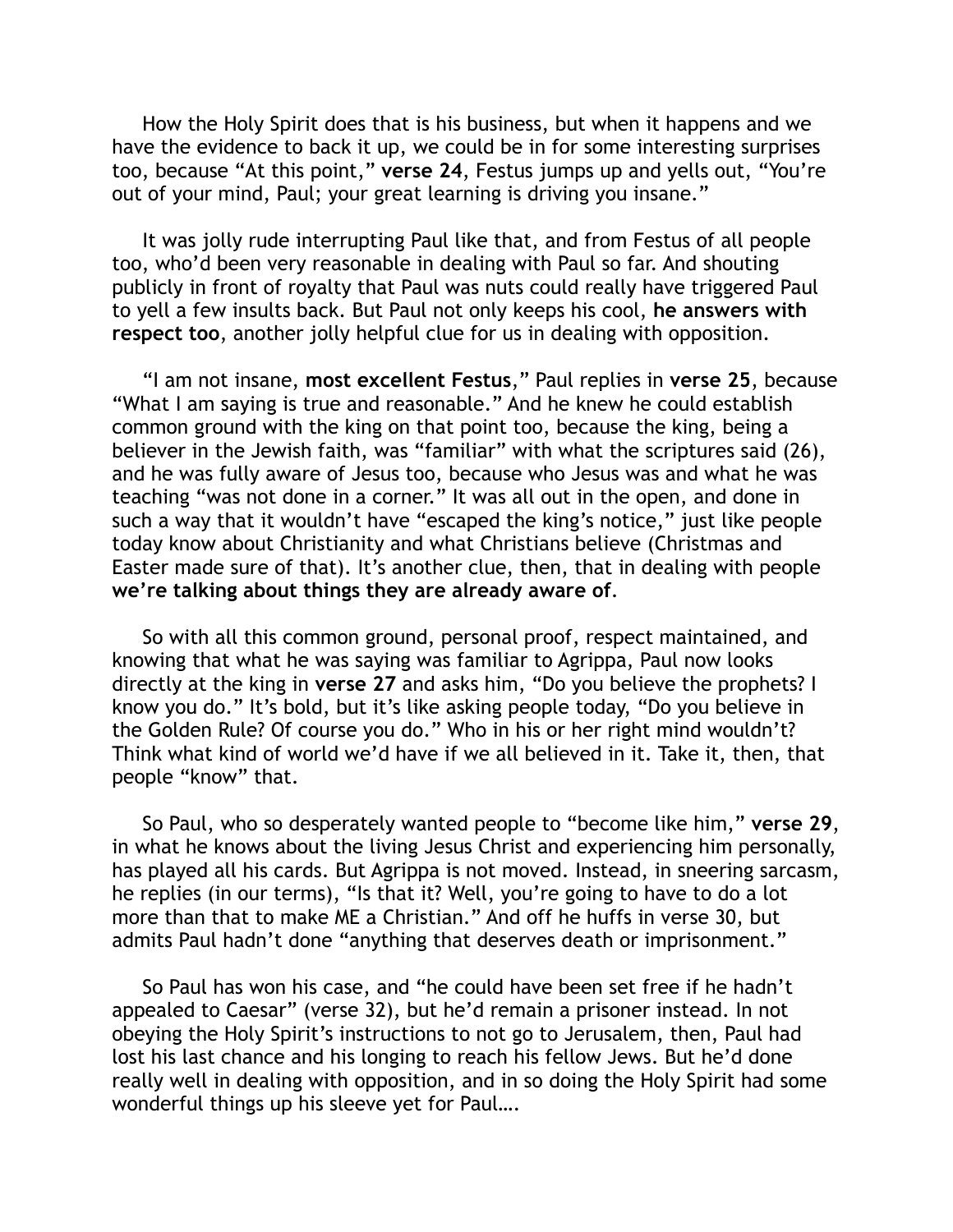How the Holy Spirit does that is his business, but when it happens and we have the evidence to back it up, we could be in for some interesting surprises too, because "At this point," **verse 24**, Festus jumps up and yells out, "You're out of your mind, Paul; your great learning is driving you insane."

It was jolly rude interrupting Paul like that, and from Festus of all people too, who'd been very reasonable in dealing with Paul so far. And shouting publicly in front of royalty that Paul was nuts could really have triggered Paul to yell a few insults back. But Paul not only keeps his cool, **he answers with respect too**, another jolly helpful clue for us in dealing with opposition.

"I am not insane, **most excellent Festus**," Paul replies in **verse 25**, because "What I am saying is true and reasonable." And he knew he could establish common ground with the king on that point too, because the king, being a believer in the Jewish faith, was "familiar" with what the scriptures said (26), and he was fully aware of Jesus too, because who Jesus was and what he was teaching "was not done in a corner." It was all out in the open, and done in such a way that it wouldn't have "escaped the king's notice," just like people today know about Christianity and what Christians believe (Christmas and Easter made sure of that). It's another clue, then, that in dealing with people **we're talking about things they are already aware of**.

So with all this common ground, personal proof, respect maintained, and knowing that what he was saying was familiar to Agrippa, Paul now looks directly at the king in **verse 27** and asks him, "Do you believe the prophets? I know you do." It's bold, but it's like asking people today, "Do you believe in the Golden Rule? Of course you do." Who in his or her right mind wouldn't? Think what kind of world we'd have if we all believed in it. Take it, then, that people "know" that.

So Paul, who so desperately wanted people to "become like him," **verse 29**, in what he knows about the living Jesus Christ and experiencing him personally, has played all his cards. But Agrippa is not moved. Instead, in sneering sarcasm, he replies (in our terms), "Is that it? Well, you're going to have to do a lot more than that to make ME a Christian." And off he huffs in verse 30, but admits Paul hadn't done "anything that deserves death or imprisonment."

So Paul has won his case, and "he could have been set free if he hadn't appealed to Caesar" (verse 32), but he'd remain a prisoner instead. In not obeying the Holy Spirit's instructions to not go to Jerusalem, then, Paul had lost his last chance and his longing to reach his fellow Jews. But he'd done really well in dealing with opposition, and in so doing the Holy Spirit had some wonderful things up his sleeve yet for Paul….